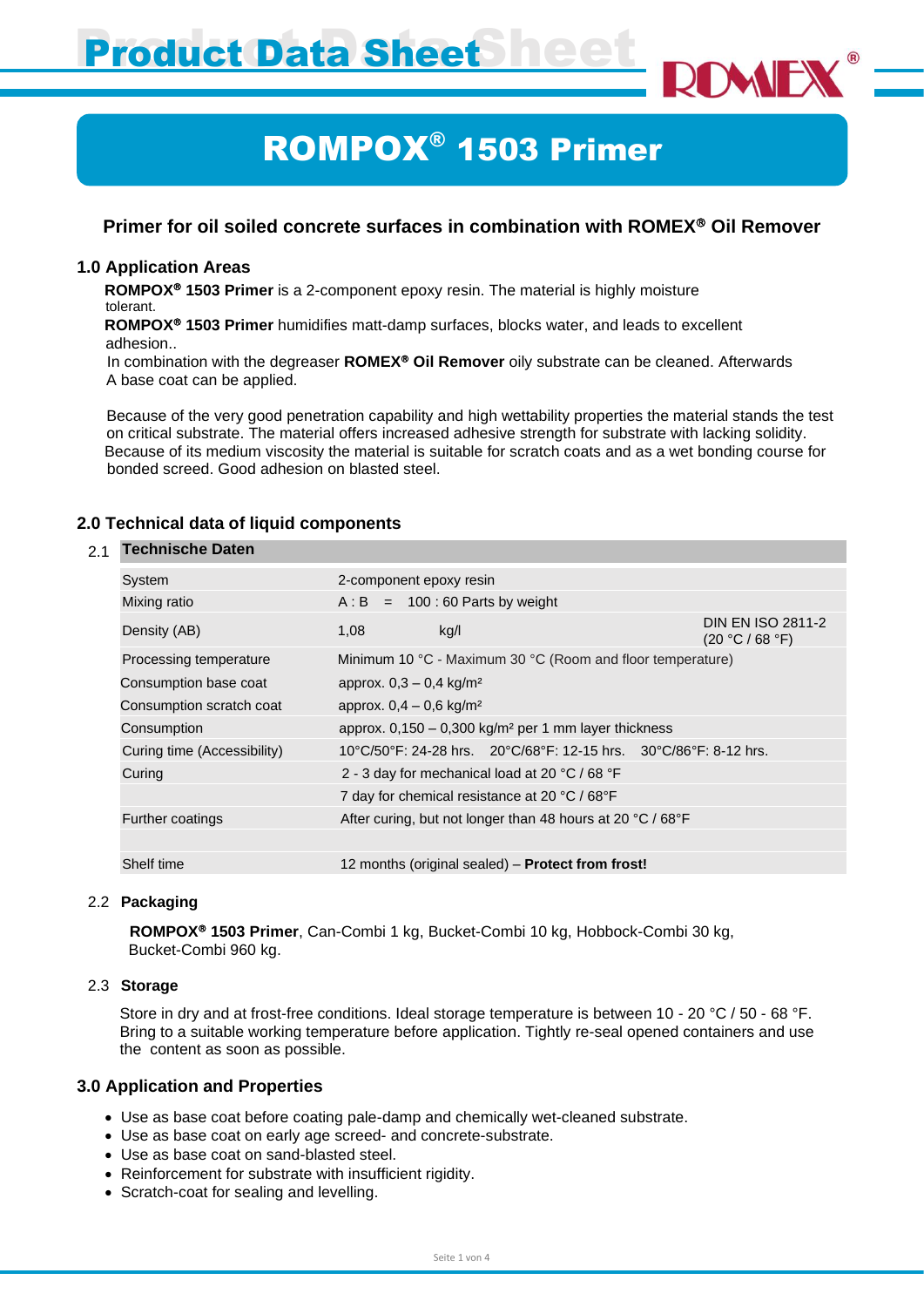# Product Data Sheet

## ROMPOX® 1503 Primer

### Primer for oil soiled concrete surfaces in combination with ROMEX® Oil Remover

## 1.0 Application Areas

**ROMPOX® 1503 Primer** is a 2-component epoxy resin. The material is highly moisture tolerant.
**ROMPOX® 1503 Primer** humidifies matt-damp surfaces, blocks water, and leads to excellent adhesion..
In combination with the degreaser **ROMEX® Oil Remover** oily substrate can be cleaned. Afterwards A base coat can be applied.

Because of the very good penetration capability and high wettability properties the material stands the test on critical substrate. The material offers increased adhesive strength for substrate with lacking solidity. Because of its medium viscosity the material is suitable for scratch coats and as a wet bonding course for bonded screed. Good adhesion on blasted steel.

## 2.0 Technical data of liquid components

### 2.1 Technische Daten

| | | | |
|---|---|---|---|
| System | 2-component epoxy resin | | |
| Mixing ratio | A : B = 100 : 60 Parts by weight | | |
| Density (AB) | 1,08 | kg/l | DIN EN ISO 2811-2 (20 °C / 68 °F) |
| Processing temperature | Minimum 10 °C - Maximum 30 °C (Room and floor temperature) | | |
| Consumption base coat | approx. 0,3 – 0,4 kg/m² | | |
| Consumption scratch coat | approx. 0,4 – 0,6 kg/m² | | |
| Consumption | approx. 0,150 – 0,300 kg/m² per 1 mm layer thickness | | |
| Curing time (Accessibility) | 10°C/50°F: 24-28 hrs. 20°C/68°F: 12-15 hrs. 30°C/86°F: 8-12 hrs. | | |
| Curing | 2 - 3 day for mechanical load at 20 °C / 68 °F | | |
| | 7 day for chemical resistance at 20 °C / 68°F | | |
| Further coatings | After curing, but not longer than 48 hours at 20 °C / 68°F | | |
| | | | |
| Shelf time | 12 months (original sealed) – **Protect from frost!** | | |

### 2.2 Packaging

**ROMPOX® 1503 Primer**, Can-Combi 1 kg, Bucket-Combi 10 kg, Hobbock-Combi 30 kg, Bucket-Combi 960 kg.

### 2.3 Storage

Store in dry and at frost-free conditions. Ideal storage temperature is between 10 - 20 °C / 50 - 68 °F. Bring to a suitable working temperature before application. Tightly re-seal opened containers and use the content as soon as possible.

## 3.0 Application and Properties

- Use as base coat before coating pale-damp and chemically wet-cleaned substrate.
- Use as base coat on early age screed- and concrete-substrate.
- Use as base coat on sand-blasted steel.
- Reinforcement for substrate with insufficient rigidity.
- Scratch-coat for sealing and levelling.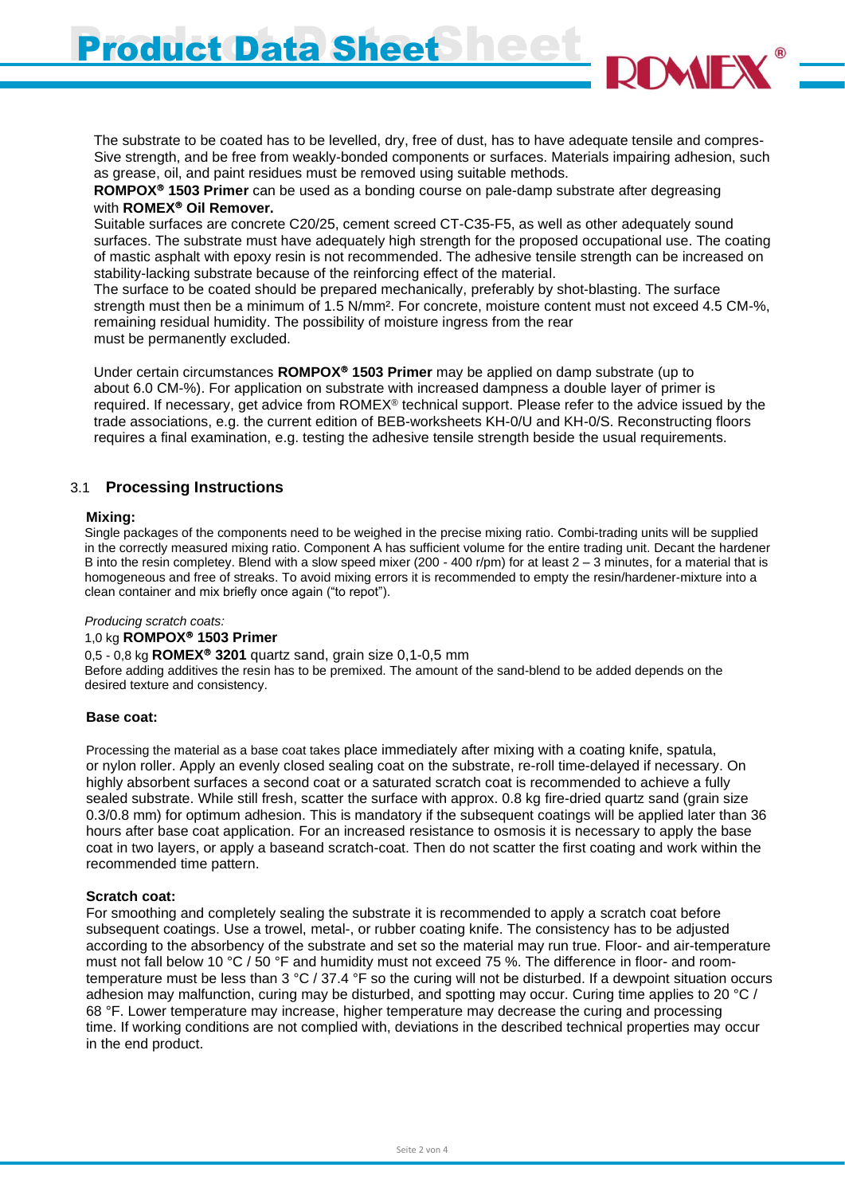The substrate to be coated has to be levelled, dry, free of dust, has to have adequate tensile and compres-Sive strength, and be free from weakly-bonded components or surfaces. Materials impairing adhesion, such as grease, oil, and paint residues must be removed using suitable methods.

**ROMPOX® 1503 Primer** can be used as a bonding course on pale-damp substrate after degreasing with **ROMEX® Oil Remover.**

Suitable surfaces are concrete C20/25, cement screed CT-C35-F5, as well as other adequately sound surfaces. The substrate must have adequately high strength for the proposed occupational use. The coating of mastic asphalt with epoxy resin is not recommended. The adhesive tensile strength can be increased on stability-lacking substrate because of the reinforcing effect of the material.

The surface to be coated should be prepared mechanically, preferably by shot-blasting. The surface strength must then be a minimum of 1.5 N/mm². For concrete, moisture content must not exceed 4.5 CM-%, remaining residual humidity. The possibility of moisture ingress from the rear must be permanently excluded.

Under certain circumstances **ROMPOX® 1503 Primer** may be applied on damp substrate (up to about 6.0 CM-%). For application on substrate with increased dampness a double layer of primer is required. If necessary, get advice from ROMEX® technical support. Please refer to the advice issued by the trade associations, e.g. the current edition of BEB-worksheets KH-0/U and KH-0/S. Reconstructing floors requires a final examination, e.g. testing the adhesive tensile strength beside the usual requirements.

## 3.1 Processing Instructions

**Mixing:**

Single packages of the components need to be weighed in the precise mixing ratio. Combi-trading units will be supplied in the correctly measured mixing ratio. Component A has sufficient volume for the entire trading unit. Decant the hardener B into the resin completey. Blend with a slow speed mixer (200 - 400 r/pm) for at least 2 – 3 minutes, for a material that is homogeneous and free of streaks. To avoid mixing errors it is recommended to empty the resin/hardener-mixture into a clean container and mix briefly once again ("to repot").

*Producing scratch coats:*

1,0 kg **ROMPOX® 1503 Primer**

0,5 - 0,8 kg **ROMEX® 3201** quartz sand, grain size 0,1-0,5 mm

Before adding additives the resin has to be premixed. The amount of the sand-blend to be added depends on the desired texture and consistency.

**Base coat:**

Processing the material as a base coat takes place immediately after mixing with a coating knife, spatula, or nylon roller. Apply an evenly closed sealing coat on the substrate, re-roll time-delayed if necessary. On highly absorbent surfaces a second coat or a saturated scratch coat is recommended to achieve a fully sealed substrate. While still fresh, scatter the surface with approx. 0.8 kg fire-dried quartz sand (grain size 0.3/0.8 mm) for optimum adhesion. This is mandatory if the subsequent coatings will be applied later than 36 hours after base coat application. For an increased resistance to osmosis it is necessary to apply the base coat in two layers, or apply a baseand scratch-coat. Then do not scatter the first coating and work within the recommended time pattern.

**Scratch coat:**

For smoothing and completely sealing the substrate it is recommended to apply a scratch coat before subsequent coatings. Use a trowel, metal-, or rubber coating knife. The consistency has to be adjusted according to the absorbency of the substrate and set so the material may run true. Floor- and air-temperature must not fall below 10 °C / 50 °F and humidity must not exceed 75 %. The difference in floor- and room-temperature must be less than 3 °C / 37.4 °F so the curing will not be disturbed. If a dewpoint situation occurs adhesion may malfunction, curing may be disturbed, and spotting may occur. Curing time applies to 20 °C / 68 °F. Lower temperature may increase, higher temperature may decrease the curing and processing time. If working conditions are not complied with, deviations in the described technical properties may occur in the end product.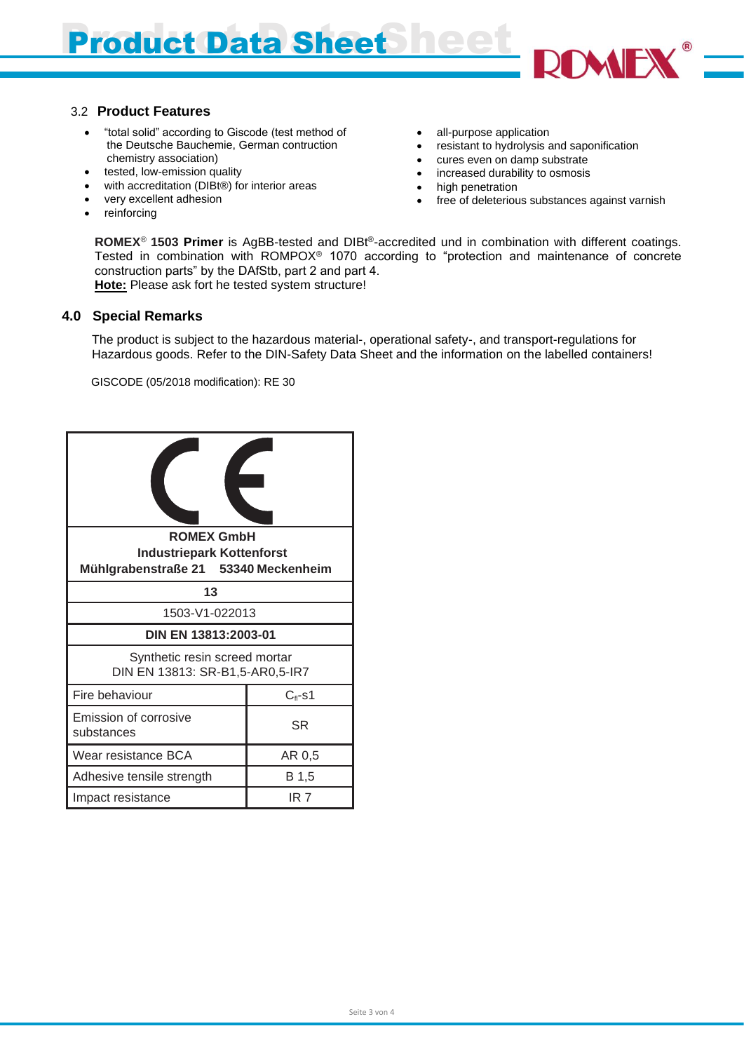### 3.2 Product Features

- "total solid" according to Giscode (test method of the Deutsche Bauchemie, German contruction chemistry association)
- tested, low-emission quality
- with accreditation (DIBt®) for interior areas
- very excellent adhesion
- reinforcing
- all-purpose application
- resistant to hydrolysis and saponification
- cures even on damp substrate
- increased durability to osmosis
- high penetration
- free of deleterious substances against varnish

**ROMEX® 1503 Primer** is AgBB-tested and DIBt®-accredited und in combination with different coatings. Tested in combination with ROMPOX® 1070 according to "protection and maintenance of concrete construction parts" by the DAfStb, part 2 and part 4.
**Hote:** Please ask fort he tested system structure!

## 4.0 Special Remarks

The product is subject to the hazardous material-, operational safety-, and transport-regulations for Hazardous goods. Refer to the DIN-Safety Data Sheet and the information on the labelled containers!

GISCODE (05/2018 modification): RE 30

| CE | |
|---|---|
| **ROMEX GmbH**<br>**Industriepark Kottenforst**<br>**Mühlgrabenstraße 21 53340 Meckenheim** | |
| **13** | |
| 1503-V1-022013 | |
| **DIN EN 13813:2003-01** | |
| Synthetic resin screed mortar<br>DIN EN 13813: SR-B1,5-AR0,5-IR7 | |
| Fire behaviour | $C_{fl}$-s1 |
| Emission of corrosive substances | SR |
| Wear resistance BCA | AR 0,5 |
| Adhesive tensile strength | B 1,5 |
| Impact resistance | IR 7 |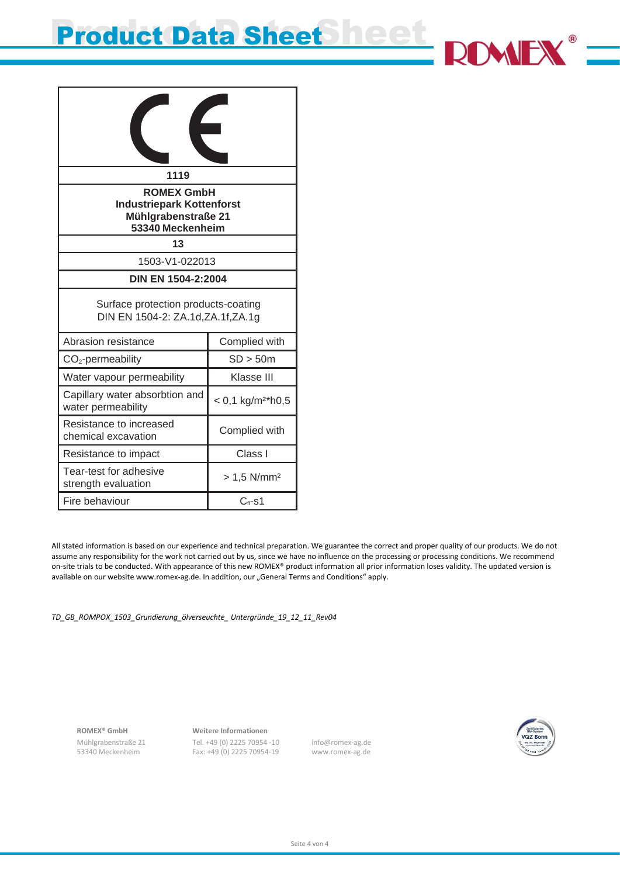CE

| | |
|---|---|
| **1119** | |
| **ROMEX GmbH**<br>**Industriepark Kottenforst**<br>**Mühlgrabenstraße 21**<br>**53340 Meckenheim** | |
| **13** | |
| 1503-V1-022013 | |
| **DIN EN 1504-2:2004** | |
| Surface protection products-coating<br>DIN EN 1504-2: ZA.1d,ZA.1f,ZA.1g | |
| Abrasion resistance | Complied with |
| $CO_2$-permeability | SD > 50m |
| Water vapour permeability | Klasse III |
| Capillary water absorbtion and water permeability | < 0,1 kg/m²*h0,5 |
| Resistance to increased chemical excavation | Complied with |
| Resistance to impact | Class I |
| Tear-test for adhesive strength evaluation | > 1,5 N/mm² |
| Fire behaviour | $C_{fl}$-s1 |

All stated information is based on our experience and technical preparation. We guarantee the correct and proper quality of our products. We do not assume any responsibility for the work not carried out by us, since we have no influence on the processing or processing conditions. We recommend on-site trials to be conducted. With appearance of this new ROMEX® product information all prior information loses validity. The updated version is available on our website www.romex-ag.de. In addition, our „General Terms and Conditions" apply.

*TD_GB_ROMPOX_1503_Grundierung_ölverseuchte_ Untergründe_19_12_11_Rev04*

**ROMEX® GmbH**
Mühlgrabenstraße 21
53340 Meckenheim

**Weitere Informationen**
Tel. +49 (0) 2225 70954 -10
Fax: +49 (0) 2225 70954-19

info@romex-ag.de
www.romex-ag.de